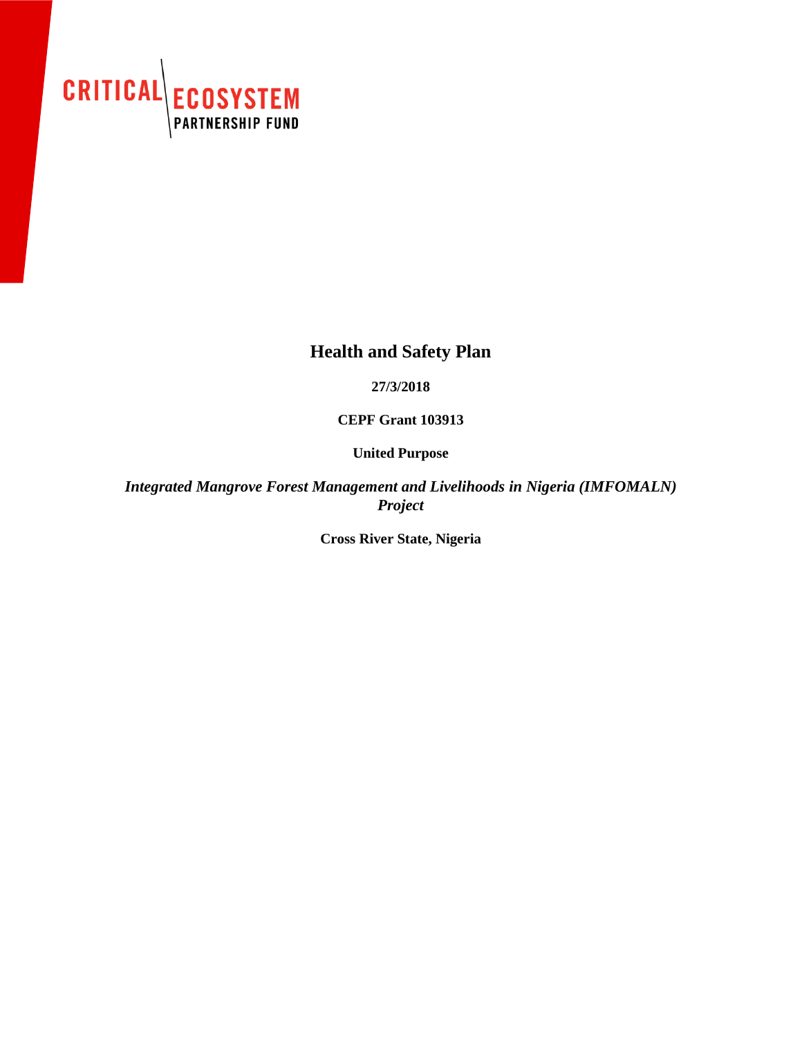CRITICAL ECOSYSTEM PARTNERSHIP FUND

# Health and Safety Plan

**27/3/2018**

**CEPF Grant 103913**

**United Purpose**

***Integrated Mangrove Forest Management and Livelihoods in Nigeria (IMFOMALN) Project***

**Cross River State, Nigeria**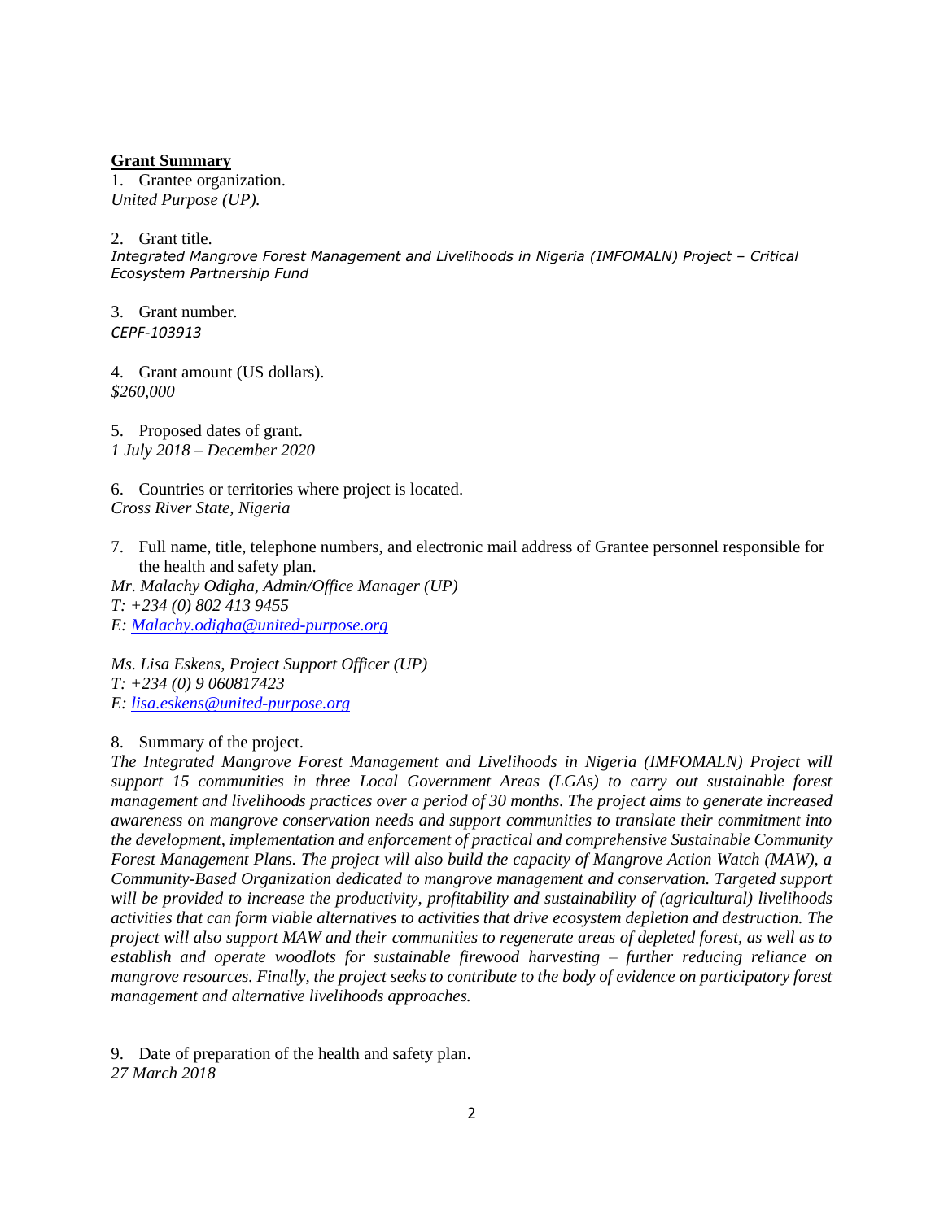**Grant Summary**

1. Grantee organization.
*United Purpose (UP).*

2. Grant title.
*Integrated Mangrove Forest Management and Livelihoods in Nigeria (IMFOMALN) Project – Critical Ecosystem Partnership Fund*

3. Grant number.
*CEPF-103913*

4. Grant amount (US dollars).
*$260,000*

5. Proposed dates of grant.
*1 July 2018 – December 2020*

6. Countries or territories where project is located.
*Cross River State, Nigeria*

7. Full name, title, telephone numbers, and electronic mail address of Grantee personnel responsible for the health and safety plan.

*Mr. Malachy Odigha, Admin/Office Manager (UP)*
*T: +234 (0) 802 413 9455*
*E: [Malachy.odigha@united-purpose.org](mailto:Malachy.odigha@united-purpose.org)*

*Ms. Lisa Eskens, Project Support Officer (UP)*
*T: +234 (0) 9 060817423*
*E: [lisa.eskens@united-purpose.org](mailto:lisa.eskens@united-purpose.org)*

8. Summary of the project.
*The Integrated Mangrove Forest Management and Livelihoods in Nigeria (IMFOMALN) Project will support 15 communities in three Local Government Areas (LGAs) to carry out sustainable forest management and livelihoods practices over a period of 30 months. The project aims to generate increased awareness on mangrove conservation needs and support communities to translate their commitment into the development, implementation and enforcement of practical and comprehensive Sustainable Community Forest Management Plans. The project will also build the capacity of Mangrove Action Watch (MAW), a Community-Based Organization dedicated to mangrove management and conservation. Targeted support will be provided to increase the productivity, profitability and sustainability of (agricultural) livelihoods activities that can form viable alternatives to activities that drive ecosystem depletion and destruction. The project will also support MAW and their communities to regenerate areas of depleted forest, as well as to establish and operate woodlots for sustainable firewood harvesting – further reducing reliance on mangrove resources. Finally, the project seeks to contribute to the body of evidence on participatory forest management and alternative livelihoods approaches.*

9. Date of preparation of the health and safety plan.
*27 March 2018*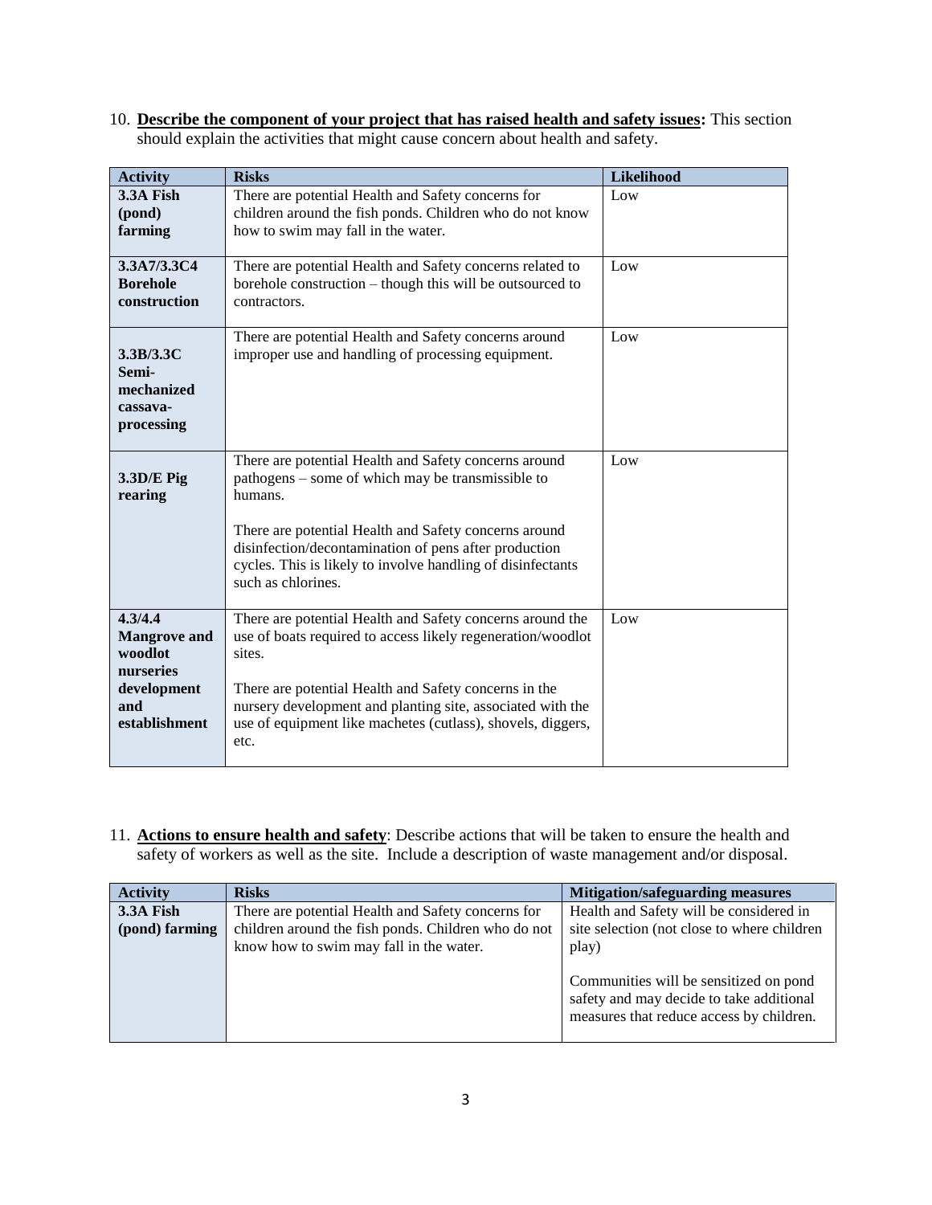10. **Describe the component of your project that has raised health and safety issues:** This section should explain the activities that might cause concern about health and safety.

| Activity | Risks | Likelihood |
|---|---|---|
| **3.3A Fish (pond) farming** | There are potential Health and Safety concerns for children around the fish ponds. Children who do not know how to swim may fall in the water. | Low |
| **3.3A7/3.3C4 Borehole construction** | There are potential Health and Safety concerns related to borehole construction – though this will be outsourced to contractors. | Low |
| **3.3B/3.3C Semi-mechanized cassava-processing** | There are potential Health and Safety concerns around improper use and handling of processing equipment. | Low |
| **3.3D/E Pig rearing** | There are potential Health and Safety concerns around pathogens – some of which may be transmissible to humans.<br><br>There are potential Health and Safety concerns around disinfection/decontamination of pens after production cycles. This is likely to involve handling of disinfectants such as chlorines. | Low |
| **4.3/4.4 Mangrove and woodlot nurseries development and establishment** | There are potential Health and Safety concerns around the use of boats required to access likely regeneration/woodlot sites.<br><br>There are potential Health and Safety concerns in the nursery development and planting site, associated with the use of equipment like machetes (cutlass), shovels, diggers, etc. | Low |

11. **Actions to ensure health and safety**: Describe actions that will be taken to ensure the health and safety of workers as well as the site. Include a description of waste management and/or disposal.

| Activity | Risks | Mitigation/safeguarding measures |
|---|---|---|
| **3.3A Fish (pond) farming** | There are potential Health and Safety concerns for children around the fish ponds. Children who do not know how to swim may fall in the water. | Health and Safety will be considered in site selection (not close to where children play)<br><br>Communities will be sensitized on pond safety and may decide to take additional measures that reduce access by children. |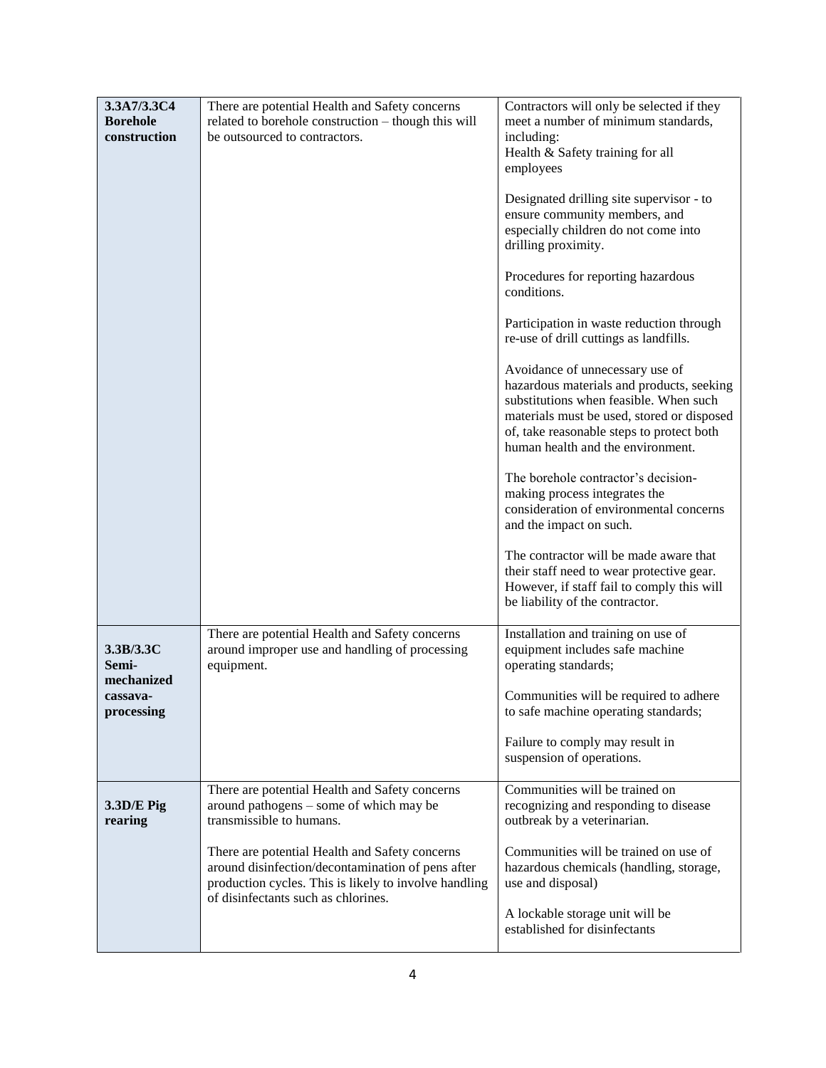| | | |
|---|---|---|
| **3.3A7/3.3C4 Borehole construction** | There are potential Health and Safety concerns related to borehole construction – though this will be outsourced to contractors. | Contractors will only be selected if they meet a number of minimum standards, including:<br>Health & Safety training for all employees<br><br>Designated drilling site supervisor - to ensure community members, and especially children do not come into drilling proximity.<br><br>Procedures for reporting hazardous conditions.<br><br>Participation in waste reduction through re-use of drill cuttings as landfills.<br><br>Avoidance of unnecessary use of hazardous materials and products, seeking substitutions when feasible. When such materials must be used, stored or disposed of, take reasonable steps to protect both human health and the environment.<br><br>The borehole contractor's decision-making process integrates the consideration of environmental concerns and the impact on such.<br><br>The contractor will be made aware that their staff need to wear protective gear. However, if staff fail to comply this will be liability of the contractor. |
| **3.3B/3.3C Semi-mechanized cassava-processing** | There are potential Health and Safety concerns around improper use and handling of processing equipment. | Installation and training on use of equipment includes safe machine operating standards;<br><br>Communities will be required to adhere to safe machine operating standards;<br><br>Failure to comply may result in suspension of operations. |
| **3.3D/E Pig rearing** | There are potential Health and Safety concerns around pathogens – some of which may be transmissible to humans.<br><br>There are potential Health and Safety concerns around disinfection/decontamination of pens after production cycles. This is likely to involve handling of disinfectants such as chlorines. | Communities will be trained on recognizing and responding to disease outbreak by a veterinarian.<br><br>Communities will be trained on use of hazardous chemicals (handling, storage, use and disposal)<br><br>A lockable storage unit will be established for disinfectants |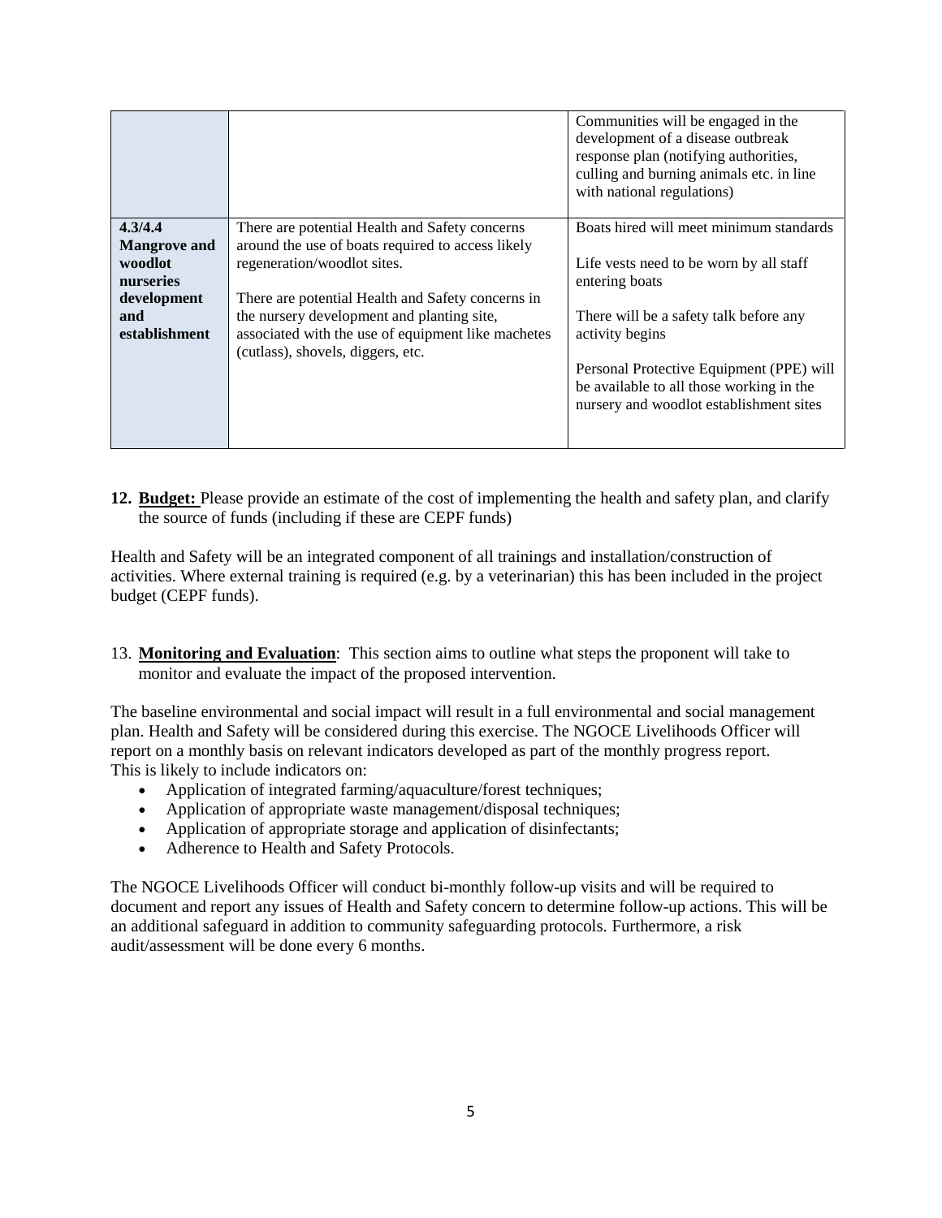| | | |
|---|---|---|
| | | Communities will be engaged in the development of a disease outbreak response plan (notifying authorities, culling and burning animals etc. in line with national regulations) |
| **4.3/4.4 Mangrove and woodlot nurseries development and establishment** | There are potential Health and Safety concerns around the use of boats required to access likely regeneration/woodlot sites.<br><br>There are potential Health and Safety concerns in the nursery development and planting site, associated with the use of equipment like machetes (cutlass), shovels, diggers, etc. | Boats hired will meet minimum standards<br><br>Life vests need to be worn by all staff entering boats<br><br>There will be a safety talk before any activity begins<br><br>Personal Protective Equipment (PPE) will be available to all those working in the nursery and woodlot establishment sites |

**12. <u>Budget:</u>** Please provide an estimate of the cost of implementing the health and safety plan, and clarify the source of funds (including if these are CEPF funds)

Health and Safety will be an integrated component of all trainings and installation/construction of activities. Where external training is required (e.g. by a veterinarian) this has been included in the project budget (CEPF funds).

13. **<u>Monitoring and Evaluation</u>**: This section aims to outline what steps the proponent will take to monitor and evaluate the impact of the proposed intervention.

The baseline environmental and social impact will result in a full environmental and social management plan. Health and Safety will be considered during this exercise. The NGOCE Livelihoods Officer will report on a monthly basis on relevant indicators developed as part of the monthly progress report. This is likely to include indicators on:

- Application of integrated farming/aquaculture/forest techniques;
- Application of appropriate waste management/disposal techniques;
- Application of appropriate storage and application of disinfectants;
- Adherence to Health and Safety Protocols.

The NGOCE Livelihoods Officer will conduct bi-monthly follow-up visits and will be required to document and report any issues of Health and Safety concern to determine follow-up actions. This will be an additional safeguard in addition to community safeguarding protocols. Furthermore, a risk audit/assessment will be done every 6 months.